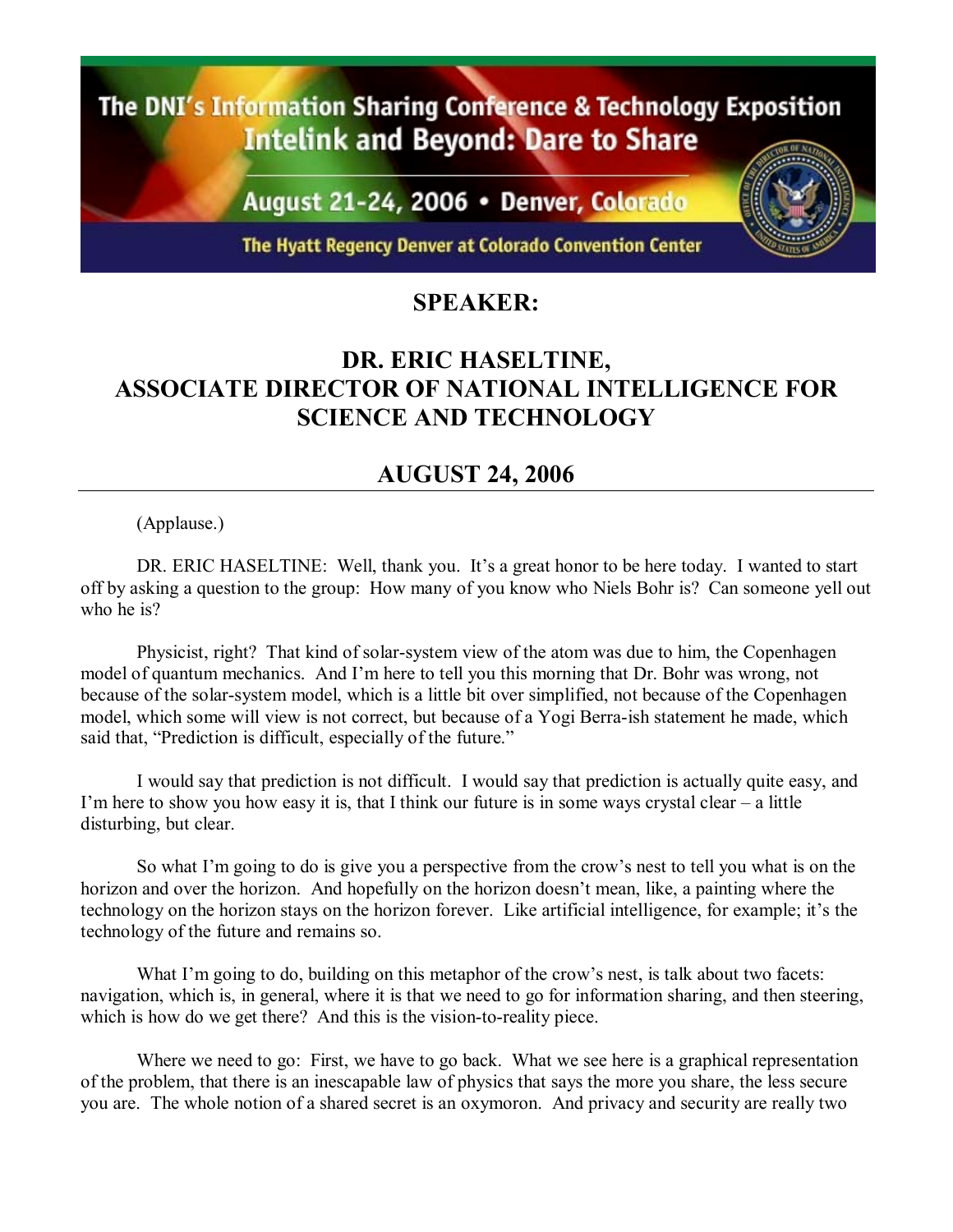The DNI's Information Sharing Conference & Technology Exposition
Intelink and Beyond: Dare to Share
August 21-24, 2006 • Denver, Colorado
The Hyatt Regency Denver at Colorado Convention Center

# SPEAKER:

# DR. ERIC HASELTINE, ASSOCIATE DIRECTOR OF NATIONAL INTELLIGENCE FOR SCIENCE AND TECHNOLOGY

## AUGUST 24, 2006

---

(Applause.)

DR. ERIC HASELTINE: Well, thank you. It's a great honor to be here today. I wanted to start off by asking a question to the group: How many of you know who Niels Bohr is? Can someone yell out who he is?

Physicist, right? That kind of solar-system view of the atom was due to him, the Copenhagen model of quantum mechanics. And I'm here to tell you this morning that Dr. Bohr was wrong, not because of the solar-system model, which is a little bit over simplified, not because of the Copenhagen model, which some will view is not correct, but because of a Yogi Berra-ish statement he made, which said that, "Prediction is difficult, especially of the future."

I would say that prediction is not difficult. I would say that prediction is actually quite easy, and I'm here to show you how easy it is, that I think our future is in some ways crystal clear – a little disturbing, but clear.

So what I'm going to do is give you a perspective from the crow's nest to tell you what is on the horizon and over the horizon. And hopefully on the horizon doesn't mean, like, a painting where the technology on the horizon stays on the horizon forever. Like artificial intelligence, for example; it's the technology of the future and remains so.

What I'm going to do, building on this metaphor of the crow's nest, is talk about two facets: navigation, which is, in general, where it is that we need to go for information sharing, and then steering, which is how do we get there? And this is the vision-to-reality piece.

Where we need to go: First, we have to go back. What we see here is a graphical representation of the problem, that there is an inescapable law of physics that says the more you share, the less secure you are. The whole notion of a shared secret is an oxymoron. And privacy and security are really two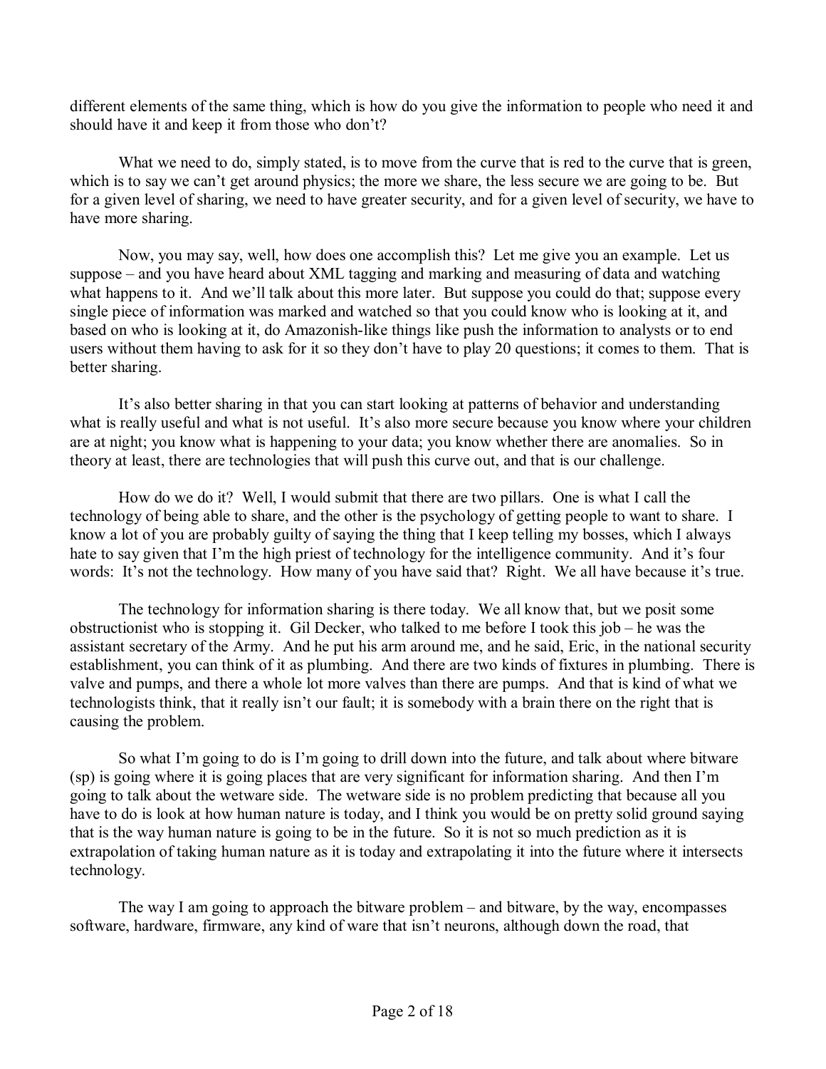different elements of the same thing, which is how do you give the information to people who need it and should have it and keep it from those who don't?

What we need to do, simply stated, is to move from the curve that is red to the curve that is green, which is to say we can't get around physics; the more we share, the less secure we are going to be. But for a given level of sharing, we need to have greater security, and for a given level of security, we have to have more sharing.

Now, you may say, well, how does one accomplish this? Let me give you an example. Let us suppose – and you have heard about XML tagging and marking and measuring of data and watching what happens to it. And we'll talk about this more later. But suppose you could do that; suppose every single piece of information was marked and watched so that you could know who is looking at it, and based on who is looking at it, do Amazonish-like things like push the information to analysts or to end users without them having to ask for it so they don't have to play 20 questions; it comes to them. That is better sharing.

It's also better sharing in that you can start looking at patterns of behavior and understanding what is really useful and what is not useful. It's also more secure because you know where your children are at night; you know what is happening to your data; you know whether there are anomalies. So in theory at least, there are technologies that will push this curve out, and that is our challenge.

How do we do it? Well, I would submit that there are two pillars. One is what I call the technology of being able to share, and the other is the psychology of getting people to want to share. I know a lot of you are probably guilty of saying the thing that I keep telling my bosses, which I always hate to say given that I'm the high priest of technology for the intelligence community. And it's four words: It's not the technology. How many of you have said that? Right. We all have because it's true.

The technology for information sharing is there today. We all know that, but we posit some obstructionist who is stopping it. Gil Decker, who talked to me before I took this job – he was the assistant secretary of the Army. And he put his arm around me, and he said, Eric, in the national security establishment, you can think of it as plumbing. And there are two kinds of fixtures in plumbing. There is valve and pumps, and there a whole lot more valves than there are pumps. And that is kind of what we technologists think, that it really isn't our fault; it is somebody with a brain there on the right that is causing the problem.

So what I'm going to do is I'm going to drill down into the future, and talk about where bitware (sp) is going where it is going places that are very significant for information sharing. And then I'm going to talk about the wetware side. The wetware side is no problem predicting that because all you have to do is look at how human nature is today, and I think you would be on pretty solid ground saying that is the way human nature is going to be in the future. So it is not so much prediction as it is extrapolation of taking human nature as it is today and extrapolating it into the future where it intersects technology.

The way I am going to approach the bitware problem – and bitware, by the way, encompasses software, hardware, firmware, any kind of ware that isn't neurons, although down the road, that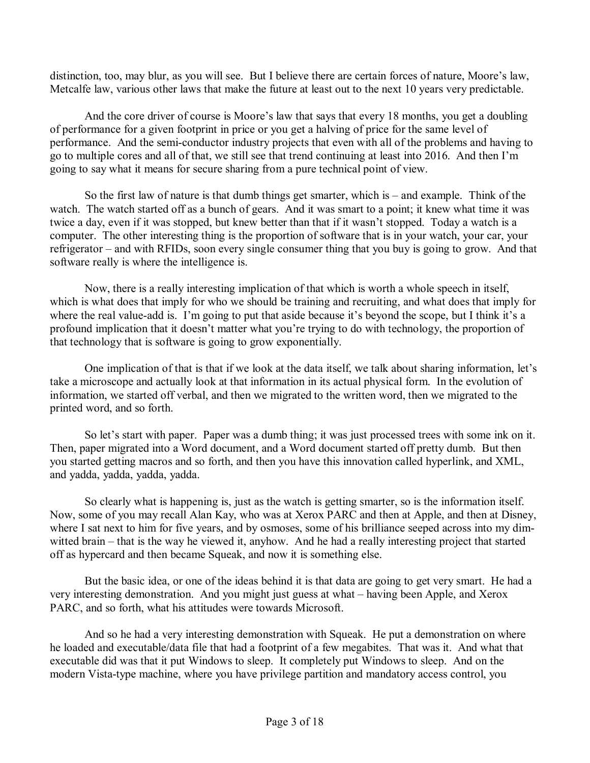distinction, too, may blur, as you will see. But I believe there are certain forces of nature, Moore's law, Metcalfe law, various other laws that make the future at least out to the next 10 years very predictable.

And the core driver of course is Moore's law that says that every 18 months, you get a doubling of performance for a given footprint in price or you get a halving of price for the same level of performance. And the semi-conductor industry projects that even with all of the problems and having to go to multiple cores and all of that, we still see that trend continuing at least into 2016. And then I'm going to say what it means for secure sharing from a pure technical point of view.

So the first law of nature is that dumb things get smarter, which is – and example. Think of the watch. The watch started off as a bunch of gears. And it was smart to a point; it knew what time it was twice a day, even if it was stopped, but knew better than that if it wasn't stopped. Today a watch is a computer. The other interesting thing is the proportion of software that is in your watch, your car, your refrigerator – and with RFIDs, soon every single consumer thing that you buy is going to grow. And that software really is where the intelligence is.

Now, there is a really interesting implication of that which is worth a whole speech in itself, which is what does that imply for who we should be training and recruiting, and what does that imply for where the real value-add is. I'm going to put that aside because it's beyond the scope, but I think it's a profound implication that it doesn't matter what you're trying to do with technology, the proportion of that technology that is software is going to grow exponentially.

One implication of that is that if we look at the data itself, we talk about sharing information, let's take a microscope and actually look at that information in its actual physical form. In the evolution of information, we started off verbal, and then we migrated to the written word, then we migrated to the printed word, and so forth.

So let's start with paper. Paper was a dumb thing; it was just processed trees with some ink on it. Then, paper migrated into a Word document, and a Word document started off pretty dumb. But then you started getting macros and so forth, and then you have this innovation called hyperlink, and XML, and yadda, yadda, yadda, yadda.

So clearly what is happening is, just as the watch is getting smarter, so is the information itself. Now, some of you may recall Alan Kay, who was at Xerox PARC and then at Apple, and then at Disney, where I sat next to him for five years, and by osmoses, some of his brilliance seeped across into my dim-witted brain – that is the way he viewed it, anyhow. And he had a really interesting project that started off as hypercard and then became Squeak, and now it is something else.

But the basic idea, or one of the ideas behind it is that data are going to get very smart. He had a very interesting demonstration. And you might just guess at what – having been Apple, and Xerox PARC, and so forth, what his attitudes were towards Microsoft.

And so he had a very interesting demonstration with Squeak. He put a demonstration on where he loaded and executable/data file that had a footprint of a few megabites. That was it. And what that executable did was that it put Windows to sleep. It completely put Windows to sleep. And on the modern Vista-type machine, where you have privilege partition and mandatory access control, you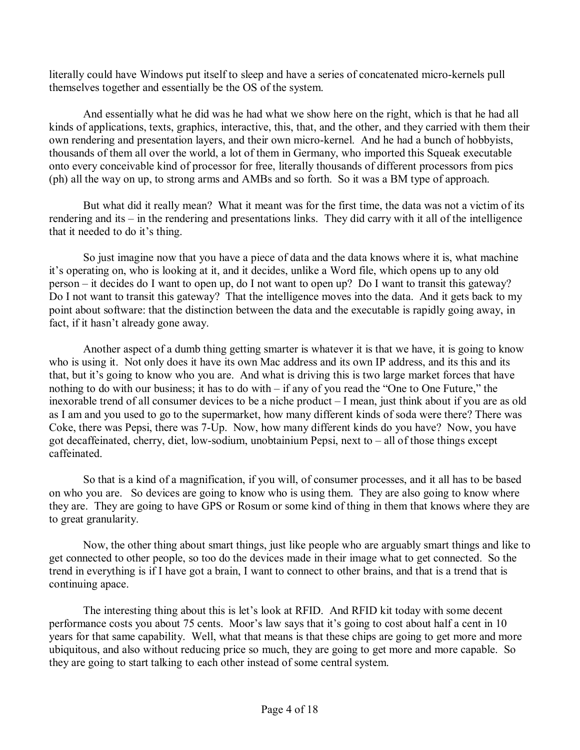literally could have Windows put itself to sleep and have a series of concatenated micro-kernels pull themselves together and essentially be the OS of the system.

And essentially what he did was he had what we show here on the right, which is that he had all kinds of applications, texts, graphics, interactive, this, that, and the other, and they carried with them their own rendering and presentation layers, and their own micro-kernel. And he had a bunch of hobbyists, thousands of them all over the world, a lot of them in Germany, who imported this Squeak executable onto every conceivable kind of processor for free, literally thousands of different processors from pics (ph) all the way on up, to strong arms and AMBs and so forth. So it was a BM type of approach.

But what did it really mean? What it meant was for the first time, the data was not a victim of its rendering and its – in the rendering and presentations links. They did carry with it all of the intelligence that it needed to do it's thing.

So just imagine now that you have a piece of data and the data knows where it is, what machine it's operating on, who is looking at it, and it decides, unlike a Word file, which opens up to any old person – it decides do I want to open up, do I not want to open up? Do I want to transit this gateway? Do I not want to transit this gateway? That the intelligence moves into the data. And it gets back to my point about software: that the distinction between the data and the executable is rapidly going away, in fact, if it hasn't already gone away.

Another aspect of a dumb thing getting smarter is whatever it is that we have, it is going to know who is using it. Not only does it have its own Mac address and its own IP address, and its this and its that, but it's going to know who you are. And what is driving this is two large market forces that have nothing to do with our business; it has to do with – if any of you read the "One to One Future," the inexorable trend of all consumer devices to be a niche product – I mean, just think about if you are as old as I am and you used to go to the supermarket, how many different kinds of soda were there? There was Coke, there was Pepsi, there was 7-Up. Now, how many different kinds do you have? Now, you have got decaffeinated, cherry, diet, low-sodium, unobtainium Pepsi, next to – all of those things except caffeinated.

So that is a kind of a magnification, if you will, of consumer processes, and it all has to be based on who you are. So devices are going to know who is using them. They are also going to know where they are. They are going to have GPS or Rosum or some kind of thing in them that knows where they are to great granularity.

Now, the other thing about smart things, just like people who are arguably smart things and like to get connected to other people, so too do the devices made in their image what to get connected. So the trend in everything is if I have got a brain, I want to connect to other brains, and that is a trend that is continuing apace.

The interesting thing about this is let's look at RFID. And RFID kit today with some decent performance costs you about 75 cents. Moor's law says that it's going to cost about half a cent in 10 years for that same capability. Well, what that means is that these chips are going to get more and more ubiquitous, and also without reducing price so much, they are going to get more and more capable. So they are going to start talking to each other instead of some central system.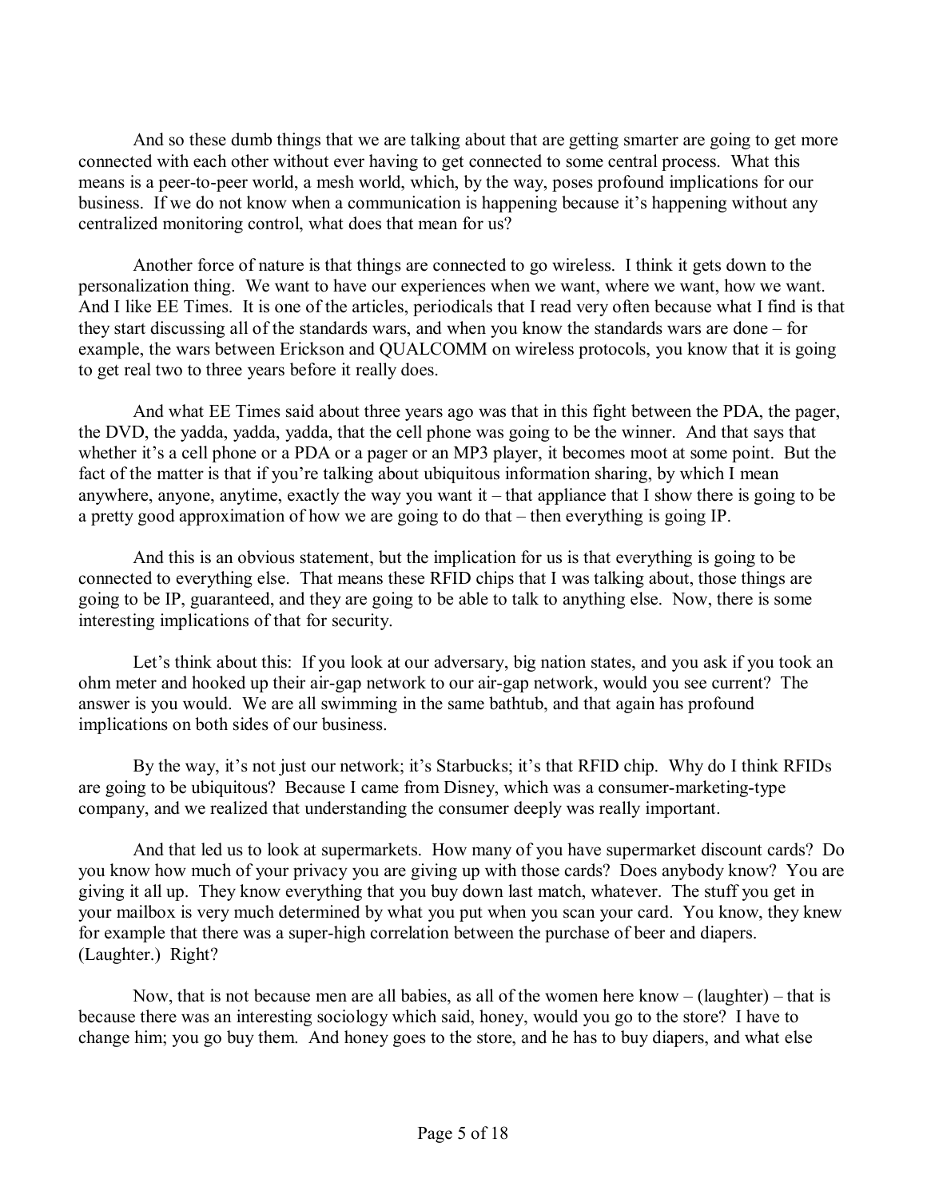And so these dumb things that we are talking about that are getting smarter are going to get more connected with each other without ever having to get connected to some central process. What this means is a peer-to-peer world, a mesh world, which, by the way, poses profound implications for our business. If we do not know when a communication is happening because it's happening without any centralized monitoring control, what does that mean for us?

Another force of nature is that things are connected to go wireless. I think it gets down to the personalization thing. We want to have our experiences when we want, where we want, how we want. And I like EE Times. It is one of the articles, periodicals that I read very often because what I find is that they start discussing all of the standards wars, and when you know the standards wars are done – for example, the wars between Erickson and QUALCOMM on wireless protocols, you know that it is going to get real two to three years before it really does.

And what EE Times said about three years ago was that in this fight between the PDA, the pager, the DVD, the yadda, yadda, yadda, that the cell phone was going to be the winner. And that says that whether it's a cell phone or a PDA or a pager or an MP3 player, it becomes moot at some point. But the fact of the matter is that if you're talking about ubiquitous information sharing, by which I mean anywhere, anyone, anytime, exactly the way you want it – that appliance that I show there is going to be a pretty good approximation of how we are going to do that – then everything is going IP.

And this is an obvious statement, but the implication for us is that everything is going to be connected to everything else. That means these RFID chips that I was talking about, those things are going to be IP, guaranteed, and they are going to be able to talk to anything else. Now, there is some interesting implications of that for security.

Let's think about this: If you look at our adversary, big nation states, and you ask if you took an ohm meter and hooked up their air-gap network to our air-gap network, would you see current? The answer is you would. We are all swimming in the same bathtub, and that again has profound implications on both sides of our business.

By the way, it's not just our network; it's Starbucks; it's that RFID chip. Why do I think RFIDs are going to be ubiquitous? Because I came from Disney, which was a consumer-marketing-type company, and we realized that understanding the consumer deeply was really important.

And that led us to look at supermarkets. How many of you have supermarket discount cards? Do you know how much of your privacy you are giving up with those cards? Does anybody know? You are giving it all up. They know everything that you buy down last match, whatever. The stuff you get in your mailbox is very much determined by what you put when you scan your card. You know, they knew for example that there was a super-high correlation between the purchase of beer and diapers. (Laughter.) Right?

Now, that is not because men are all babies, as all of the women here know – (laughter) – that is because there was an interesting sociology which said, honey, would you go to the store? I have to change him; you go buy them. And honey goes to the store, and he has to buy diapers, and what else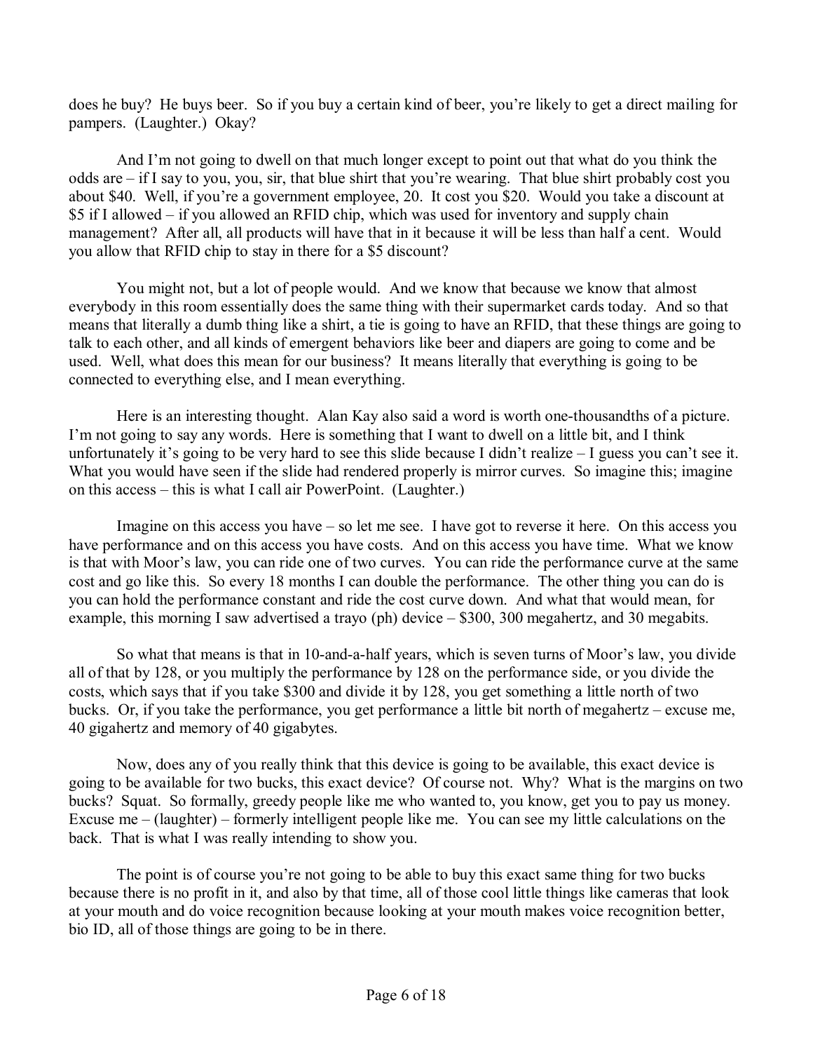does he buy? He buys beer. So if you buy a certain kind of beer, you're likely to get a direct mailing for pampers. (Laughter.) Okay?

And I'm not going to dwell on that much longer except to point out that what do you think the odds are – if I say to you, you, sir, that blue shirt that you're wearing. That blue shirt probably cost you about $40. Well, if you're a government employee, 20. It cost you $20. Would you take a discount at $5 if I allowed – if you allowed an RFID chip, which was used for inventory and supply chain management? After all, all products will have that in it because it will be less than half a cent. Would you allow that RFID chip to stay in there for a $5 discount?

You might not, but a lot of people would. And we know that because we know that almost everybody in this room essentially does the same thing with their supermarket cards today. And so that means that literally a dumb thing like a shirt, a tie is going to have an RFID, that these things are going to talk to each other, and all kinds of emergent behaviors like beer and diapers are going to come and be used. Well, what does this mean for our business? It means literally that everything is going to be connected to everything else, and I mean everything.

Here is an interesting thought. Alan Kay also said a word is worth one-thousandths of a picture. I'm not going to say any words. Here is something that I want to dwell on a little bit, and I think unfortunately it's going to be very hard to see this slide because I didn't realize – I guess you can't see it. What you would have seen if the slide had rendered properly is mirror curves. So imagine this; imagine on this access – this is what I call air PowerPoint. (Laughter.)

Imagine on this access you have – so let me see. I have got to reverse it here. On this access you have performance and on this access you have costs. And on this access you have time. What we know is that with Moor's law, you can ride one of two curves. You can ride the performance curve at the same cost and go like this. So every 18 months I can double the performance. The other thing you can do is you can hold the performance constant and ride the cost curve down. And what that would mean, for example, this morning I saw advertised a trayo (ph) device – $300, 300 megahertz, and 30 megabits.

So what that means is that in 10-and-a-half years, which is seven turns of Moor's law, you divide all of that by 128, or you multiply the performance by 128 on the performance side, or you divide the costs, which says that if you take $300 and divide it by 128, you get something a little north of two bucks. Or, if you take the performance, you get performance a little bit north of megahertz – excuse me, 40 gigahertz and memory of 40 gigabytes.

Now, does any of you really think that this device is going to be available, this exact device is going to be available for two bucks, this exact device? Of course not. Why? What is the margins on two bucks? Squat. So formally, greedy people like me who wanted to, you know, get you to pay us money. Excuse me – (laughter) – formerly intelligent people like me. You can see my little calculations on the back. That is what I was really intending to show you.

The point is of course you're not going to be able to buy this exact same thing for two bucks because there is no profit in it, and also by that time, all of those cool little things like cameras that look at your mouth and do voice recognition because looking at your mouth makes voice recognition better, bio ID, all of those things are going to be in there.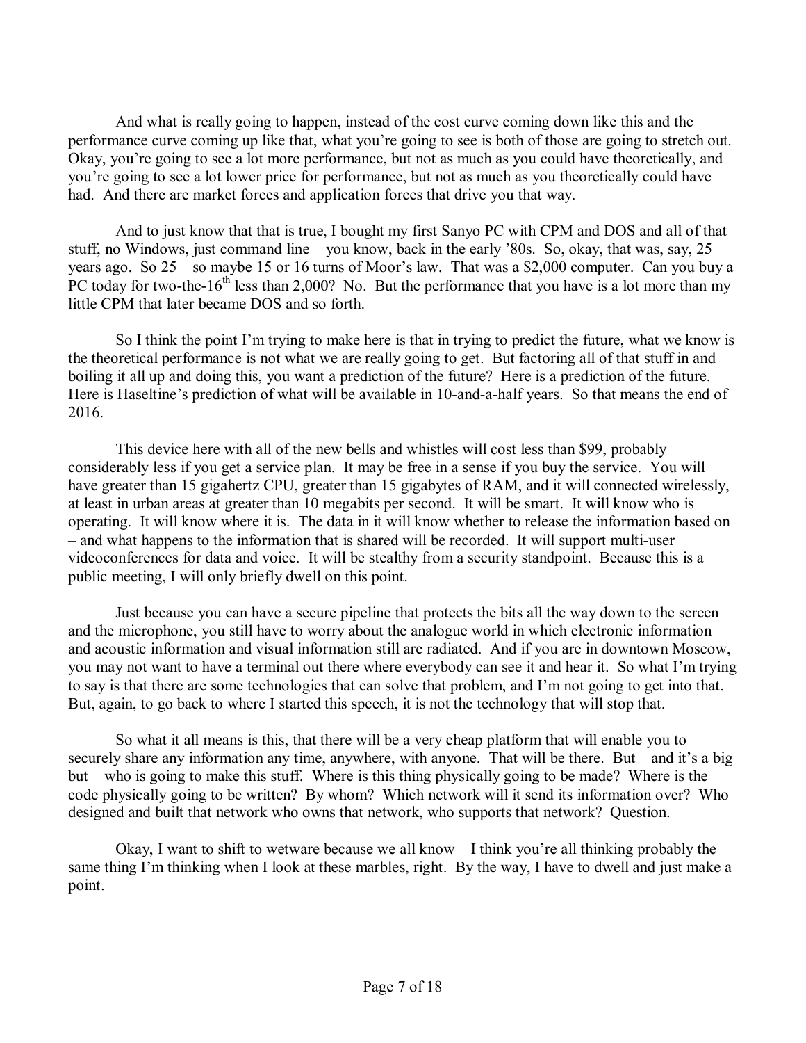And what is really going to happen, instead of the cost curve coming down like this and the performance curve coming up like that, what you're going to see is both of those are going to stretch out. Okay, you're going to see a lot more performance, but not as much as you could have theoretically, and you're going to see a lot lower price for performance, but not as much as you theoretically could have had. And there are market forces and application forces that drive you that way.

And to just know that that is true, I bought my first Sanyo PC with CPM and DOS and all of that stuff, no Windows, just command line – you know, back in the early '80s. So, okay, that was, say, 25 years ago. So 25 – so maybe 15 or 16 turns of Moor's law. That was a \$2,000 computer. Can you buy a PC today for two-the-16th less than 2,000? No. But the performance that you have is a lot more than my little CPM that later became DOS and so forth.

So I think the point I'm trying to make here is that in trying to predict the future, what we know is the theoretical performance is not what we are really going to get. But factoring all of that stuff in and boiling it all up and doing this, you want a prediction of the future? Here is a prediction of the future. Here is Haseltine's prediction of what will be available in 10-and-a-half years. So that means the end of 2016.

This device here with all of the new bells and whistles will cost less than \$99, probably considerably less if you get a service plan. It may be free in a sense if you buy the service. You will have greater than 15 gigahertz CPU, greater than 15 gigabytes of RAM, and it will connected wirelessly, at least in urban areas at greater than 10 megabits per second. It will be smart. It will know who is operating. It will know where it is. The data in it will know whether to release the information based on – and what happens to the information that is shared will be recorded. It will support multi-user videoconferences for data and voice. It will be stealthy from a security standpoint. Because this is a public meeting, I will only briefly dwell on this point.

Just because you can have a secure pipeline that protects the bits all the way down to the screen and the microphone, you still have to worry about the analogue world in which electronic information and acoustic information and visual information still are radiated. And if you are in downtown Moscow, you may not want to have a terminal out there where everybody can see it and hear it. So what I'm trying to say is that there are some technologies that can solve that problem, and I'm not going to get into that. But, again, to go back to where I started this speech, it is not the technology that will stop that.

So what it all means is this, that there will be a very cheap platform that will enable you to securely share any information any time, anywhere, with anyone. That will be there. But – and it's a big but – who is going to make this stuff. Where is this thing physically going to be made? Where is the code physically going to be written? By whom? Which network will it send its information over? Who designed and built that network who owns that network, who supports that network? Question.

Okay, I want to shift to wetware because we all know – I think you're all thinking probably the same thing I'm thinking when I look at these marbles, right. By the way, I have to dwell and just make a point.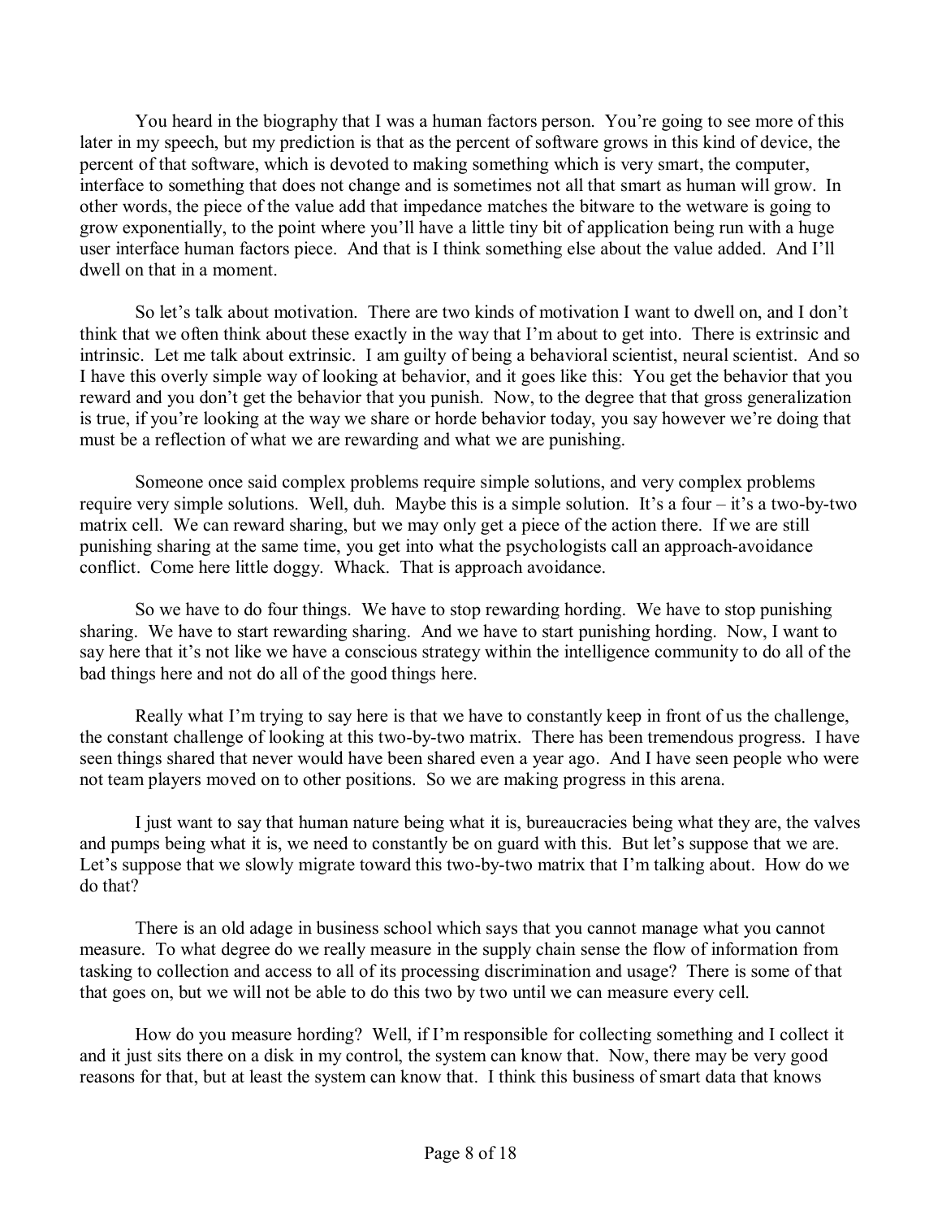You heard in the biography that I was a human factors person. You're going to see more of this later in my speech, but my prediction is that as the percent of software grows in this kind of device, the percent of that software, which is devoted to making something which is very smart, the computer, interface to something that does not change and is sometimes not all that smart as human will grow. In other words, the piece of the value add that impedance matches the bitware to the wetware is going to grow exponentially, to the point where you'll have a little tiny bit of application being run with a huge user interface human factors piece. And that is I think something else about the value added. And I'll dwell on that in a moment.

So let's talk about motivation. There are two kinds of motivation I want to dwell on, and I don't think that we often think about these exactly in the way that I'm about to get into. There is extrinsic and intrinsic. Let me talk about extrinsic. I am guilty of being a behavioral scientist, neural scientist. And so I have this overly simple way of looking at behavior, and it goes like this: You get the behavior that you reward and you don't get the behavior that you punish. Now, to the degree that that gross generalization is true, if you're looking at the way we share or horde behavior today, you say however we're doing that must be a reflection of what we are rewarding and what we are punishing.

Someone once said complex problems require simple solutions, and very complex problems require very simple solutions. Well, duh. Maybe this is a simple solution. It's a four – it's a two-by-two matrix cell. We can reward sharing, but we may only get a piece of the action there. If we are still punishing sharing at the same time, you get into what the psychologists call an approach-avoidance conflict. Come here little doggy. Whack. That is approach avoidance.

So we have to do four things. We have to stop rewarding hording. We have to stop punishing sharing. We have to start rewarding sharing. And we have to start punishing hording. Now, I want to say here that it's not like we have a conscious strategy within the intelligence community to do all of the bad things here and not do all of the good things here.

Really what I'm trying to say here is that we have to constantly keep in front of us the challenge, the constant challenge of looking at this two-by-two matrix. There has been tremendous progress. I have seen things shared that never would have been shared even a year ago. And I have seen people who were not team players moved on to other positions. So we are making progress in this arena.

I just want to say that human nature being what it is, bureaucracies being what they are, the valves and pumps being what it is, we need to constantly be on guard with this. But let's suppose that we are. Let's suppose that we slowly migrate toward this two-by-two matrix that I'm talking about. How do we do that?

There is an old adage in business school which says that you cannot manage what you cannot measure. To what degree do we really measure in the supply chain sense the flow of information from tasking to collection and access to all of its processing discrimination and usage? There is some of that that goes on, but we will not be able to do this two by two until we can measure every cell.

How do you measure hording? Well, if I'm responsible for collecting something and I collect it and it just sits there on a disk in my control, the system can know that. Now, there may be very good reasons for that, but at least the system can know that. I think this business of smart data that knows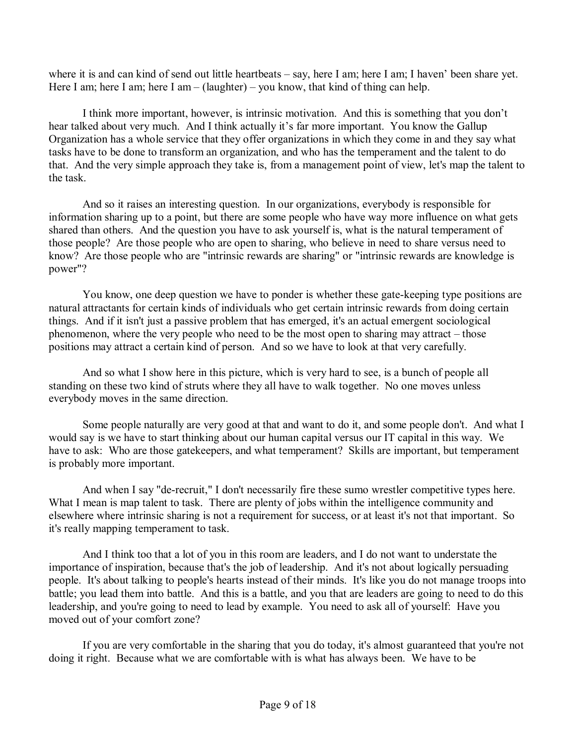where it is and can kind of send out little heartbeats – say, here I am; here I am; I haven' been share yet. Here I am; here I am; here I am – (laughter) – you know, that kind of thing can help.

I think more important, however, is intrinsic motivation. And this is something that you don't hear talked about very much. And I think actually it's far more important. You know the Gallup Organization has a whole service that they offer organizations in which they come in and they say what tasks have to be done to transform an organization, and who has the temperament and the talent to do that. And the very simple approach they take is, from a management point of view, let's map the talent to the task.

And so it raises an interesting question. In our organizations, everybody is responsible for information sharing up to a point, but there are some people who have way more influence on what gets shared than others. And the question you have to ask yourself is, what is the natural temperament of those people? Are those people who are open to sharing, who believe in need to share versus need to know? Are those people who are "intrinsic rewards are sharing" or "intrinsic rewards are knowledge is power"?

You know, one deep question we have to ponder is whether these gate-keeping type positions are natural attractants for certain kinds of individuals who get certain intrinsic rewards from doing certain things. And if it isn't just a passive problem that has emerged, it's an actual emergent sociological phenomenon, where the very people who need to be the most open to sharing may attract – those positions may attract a certain kind of person. And so we have to look at that very carefully.

And so what I show here in this picture, which is very hard to see, is a bunch of people all standing on these two kind of struts where they all have to walk together. No one moves unless everybody moves in the same direction.

Some people naturally are very good at that and want to do it, and some people don't. And what I would say is we have to start thinking about our human capital versus our IT capital in this way. We have to ask: Who are those gatekeepers, and what temperament? Skills are important, but temperament is probably more important.

And when I say "de-recruit," I don't necessarily fire these sumo wrestler competitive types here. What I mean is map talent to task. There are plenty of jobs within the intelligence community and elsewhere where intrinsic sharing is not a requirement for success, or at least it's not that important. So it's really mapping temperament to task.

And I think too that a lot of you in this room are leaders, and I do not want to understate the importance of inspiration, because that's the job of leadership. And it's not about logically persuading people. It's about talking to people's hearts instead of their minds. It's like you do not manage troops into battle; you lead them into battle. And this is a battle, and you that are leaders are going to need to do this leadership, and you're going to need to lead by example. You need to ask all of yourself: Have you moved out of your comfort zone?

If you are very comfortable in the sharing that you do today, it's almost guaranteed that you're not doing it right. Because what we are comfortable with is what has always been. We have to be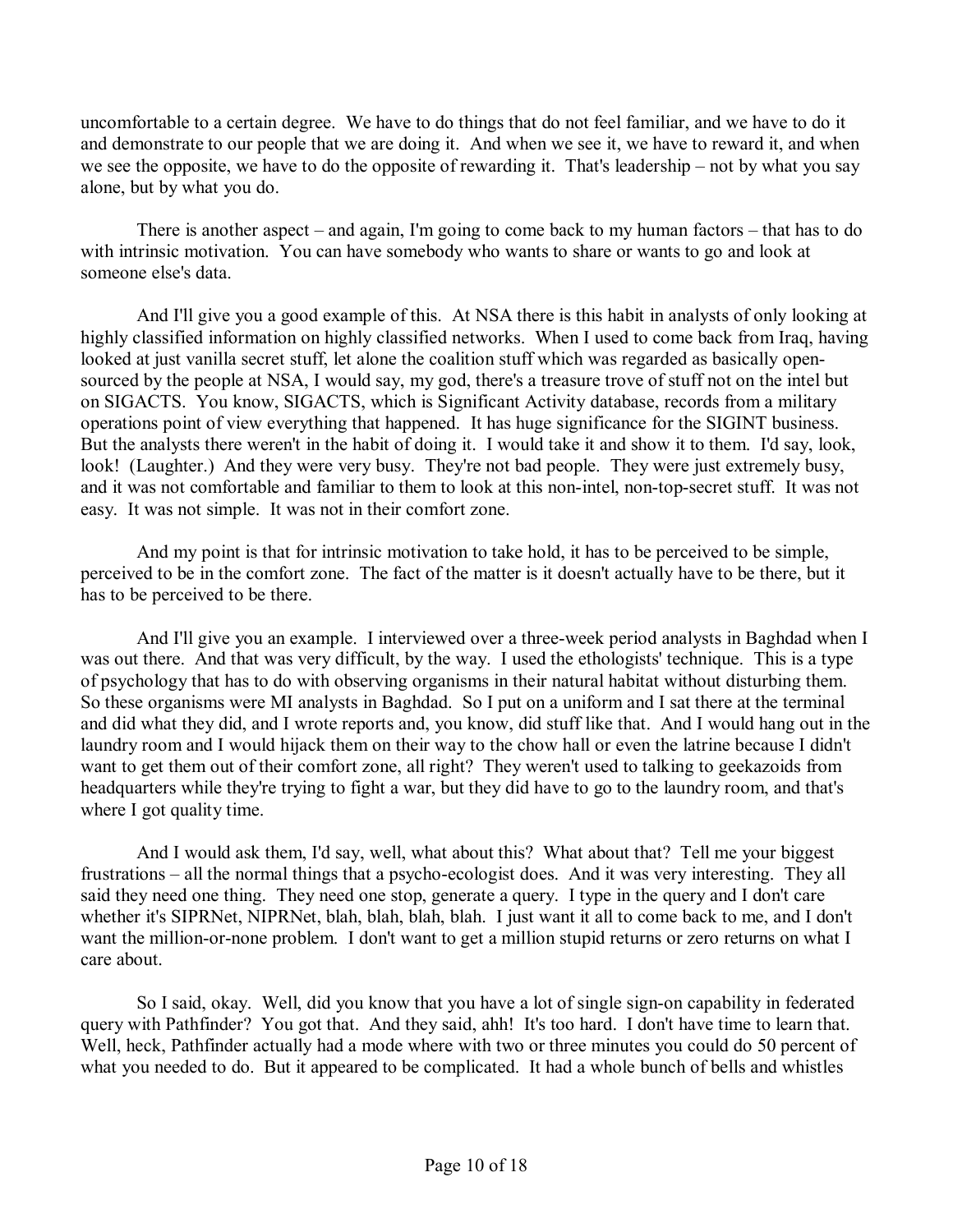uncomfortable to a certain degree. We have to do things that do not feel familiar, and we have to do it and demonstrate to our people that we are doing it. And when we see it, we have to reward it, and when we see the opposite, we have to do the opposite of rewarding it. That's leadership – not by what you say alone, but by what you do.

There is another aspect – and again, I'm going to come back to my human factors – that has to do with intrinsic motivation. You can have somebody who wants to share or wants to go and look at someone else's data.

And I'll give you a good example of this. At NSA there is this habit in analysts of only looking at highly classified information on highly classified networks. When I used to come back from Iraq, having looked at just vanilla secret stuff, let alone the coalition stuff which was regarded as basically open-sourced by the people at NSA, I would say, my god, there's a treasure trove of stuff not on the intel but on SIGACTS. You know, SIGACTS, which is Significant Activity database, records from a military operations point of view everything that happened. It has huge significance for the SIGINT business. But the analysts there weren't in the habit of doing it. I would take it and show it to them. I'd say, look, look! (Laughter.) And they were very busy. They're not bad people. They were just extremely busy, and it was not comfortable and familiar to them to look at this non-intel, non-top-secret stuff. It was not easy. It was not simple. It was not in their comfort zone.

And my point is that for intrinsic motivation to take hold, it has to be perceived to be simple, perceived to be in the comfort zone. The fact of the matter is it doesn't actually have to be there, but it has to be perceived to be there.

And I'll give you an example. I interviewed over a three-week period analysts in Baghdad when I was out there. And that was very difficult, by the way. I used the ethologists' technique. This is a type of psychology that has to do with observing organisms in their natural habitat without disturbing them. So these organisms were MI analysts in Baghdad. So I put on a uniform and I sat there at the terminal and did what they did, and I wrote reports and, you know, did stuff like that. And I would hang out in the laundry room and I would hijack them on their way to the chow hall or even the latrine because I didn't want to get them out of their comfort zone, all right? They weren't used to talking to geekazoids from headquarters while they're trying to fight a war, but they did have to go to the laundry room, and that's where I got quality time.

And I would ask them, I'd say, well, what about this? What about that? Tell me your biggest frustrations – all the normal things that a psycho-ecologist does. And it was very interesting. They all said they need one thing. They need one stop, generate a query. I type in the query and I don't care whether it's SIPRNet, NIPRNet, blah, blah, blah, blah. I just want it all to come back to me, and I don't want the million-or-none problem. I don't want to get a million stupid returns or zero returns on what I care about.

So I said, okay. Well, did you know that you have a lot of single sign-on capability in federated query with Pathfinder? You got that. And they said, ahh! It's too hard. I don't have time to learn that. Well, heck, Pathfinder actually had a mode where with two or three minutes you could do 50 percent of what you needed to do. But it appeared to be complicated. It had a whole bunch of bells and whistles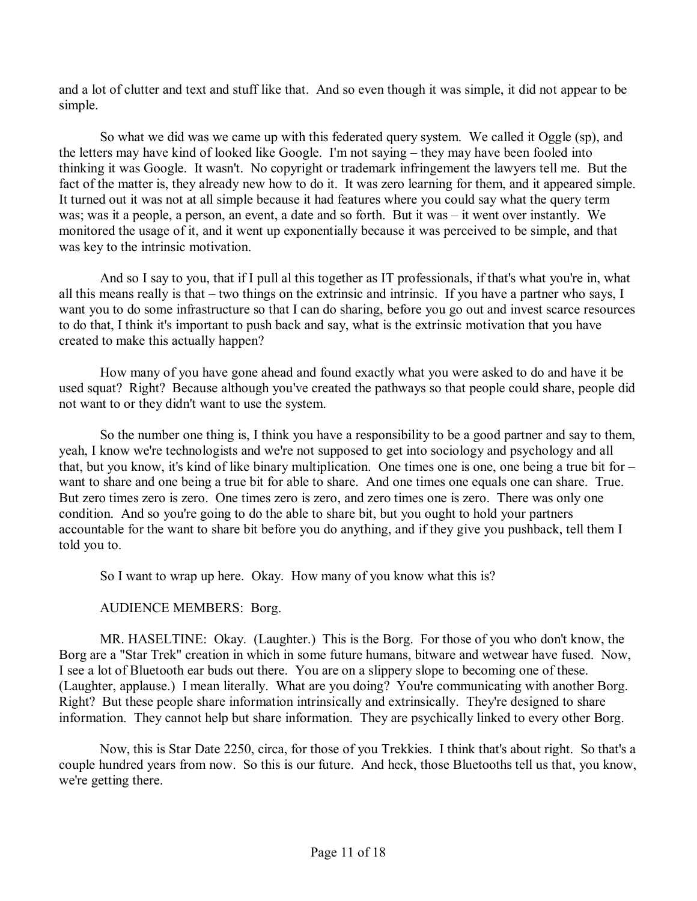and a lot of clutter and text and stuff like that. And so even though it was simple, it did not appear to be simple.

So what we did was we came up with this federated query system. We called it Oggle (sp), and the letters may have kind of looked like Google. I'm not saying – they may have been fooled into thinking it was Google. It wasn't. No copyright or trademark infringement the lawyers tell me. But the fact of the matter is, they already new how to do it. It was zero learning for them, and it appeared simple. It turned out it was not at all simple because it had features where you could say what the query term was; was it a people, a person, an event, a date and so forth. But it was – it went over instantly. We monitored the usage of it, and it went up exponentially because it was perceived to be simple, and that was key to the intrinsic motivation.

And so I say to you, that if I pull al this together as IT professionals, if that's what you're in, what all this means really is that – two things on the extrinsic and intrinsic. If you have a partner who says, I want you to do some infrastructure so that I can do sharing, before you go out and invest scarce resources to do that, I think it's important to push back and say, what is the extrinsic motivation that you have created to make this actually happen?

How many of you have gone ahead and found exactly what you were asked to do and have it be used squat? Right? Because although you've created the pathways so that people could share, people did not want to or they didn't want to use the system.

So the number one thing is, I think you have a responsibility to be a good partner and say to them, yeah, I know we're technologists and we're not supposed to get into sociology and psychology and all that, but you know, it's kind of like binary multiplication. One times one is one, one being a true bit for – want to share and one being a true bit for able to share. And one times one equals one can share. True. But zero times zero is zero. One times zero is zero, and zero times one is zero. There was only one condition. And so you're going to do the able to share bit, but you ought to hold your partners accountable for the want to share bit before you do anything, and if they give you pushback, tell them I told you to.

So I want to wrap up here. Okay. How many of you know what this is?

AUDIENCE MEMBERS: Borg.

MR. HASELTINE: Okay. (Laughter.) This is the Borg. For those of you who don't know, the Borg are a "Star Trek" creation in which in some future humans, bitware and wetwear have fused. Now, I see a lot of Bluetooth ear buds out there. You are on a slippery slope to becoming one of these. (Laughter, applause.) I mean literally. What are you doing? You're communicating with another Borg. Right? But these people share information intrinsically and extrinsically. They're designed to share information. They cannot help but share information. They are psychically linked to every other Borg.

Now, this is Star Date 2250, circa, for those of you Trekkies. I think that's about right. So that's a couple hundred years from now. So this is our future. And heck, those Bluetooths tell us that, you know, we're getting there.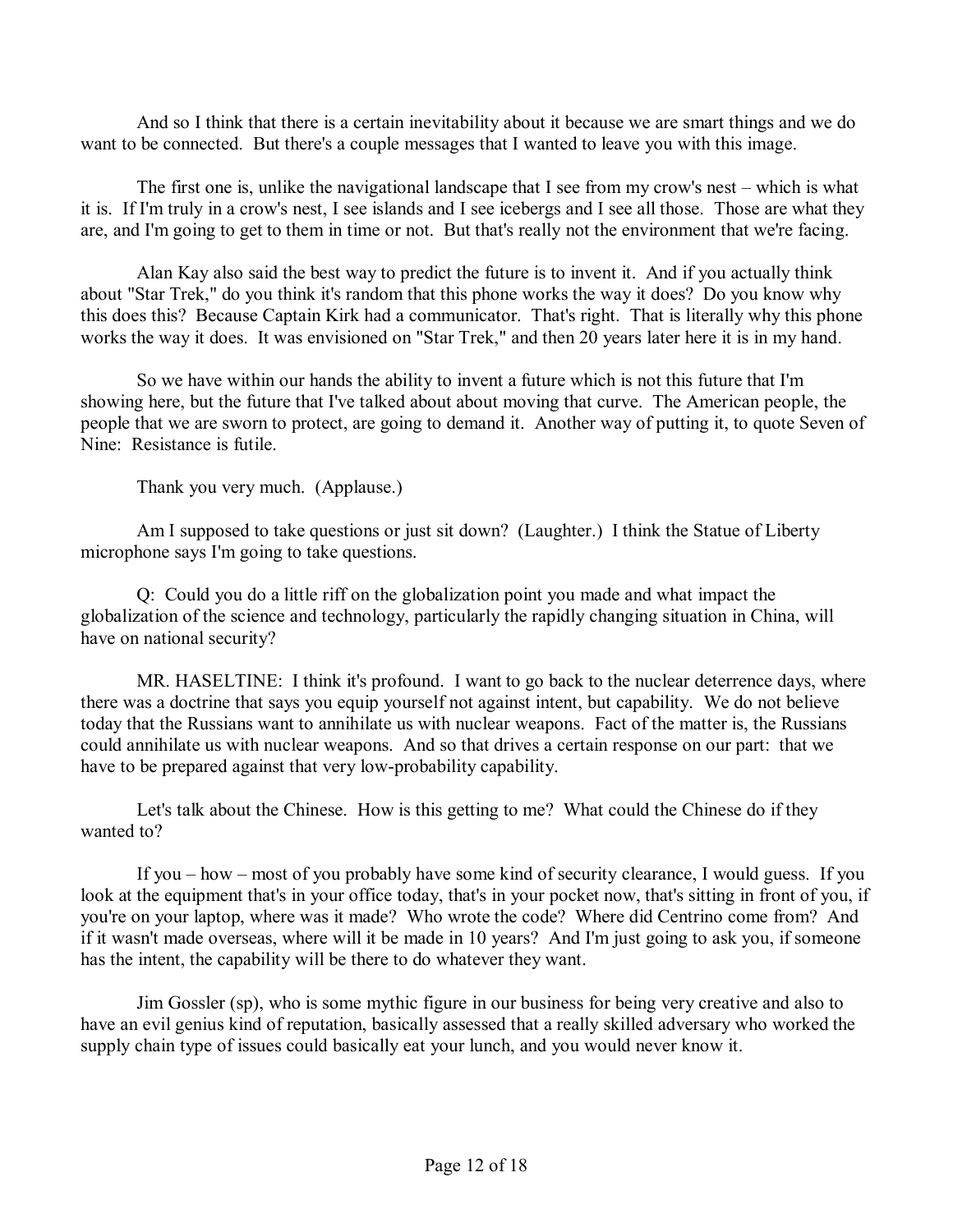And so I think that there is a certain inevitability about it because we are smart things and we do want to be connected. But there's a couple messages that I wanted to leave you with this image.

The first one is, unlike the navigational landscape that I see from my crow's nest – which is what it is. If I'm truly in a crow's nest, I see islands and I see icebergs and I see all those. Those are what they are, and I'm going to get to them in time or not. But that's really not the environment that we're facing.

Alan Kay also said the best way to predict the future is to invent it. And if you actually think about "Star Trek," do you think it's random that this phone works the way it does? Do you know why this does this? Because Captain Kirk had a communicator. That's right. That is literally why this phone works the way it does. It was envisioned on "Star Trek," and then 20 years later here it is in my hand.

So we have within our hands the ability to invent a future which is not this future that I'm showing here, but the future that I've talked about about moving that curve. The American people, the people that we are sworn to protect, are going to demand it. Another way of putting it, to quote Seven of Nine: Resistance is futile.

Thank you very much. (Applause.)

Am I supposed to take questions or just sit down? (Laughter.) I think the Statue of Liberty microphone says I'm going to take questions.

Q: Could you do a little riff on the globalization point you made and what impact the globalization of the science and technology, particularly the rapidly changing situation in China, will have on national security?

MR. HASELTINE: I think it's profound. I want to go back to the nuclear deterrence days, where there was a doctrine that says you equip yourself not against intent, but capability. We do not believe today that the Russians want to annihilate us with nuclear weapons. Fact of the matter is, the Russians could annihilate us with nuclear weapons. And so that drives a certain response on our part: that we have to be prepared against that very low-probability capability.

Let's talk about the Chinese. How is this getting to me? What could the Chinese do if they wanted to?

If you – how – most of you probably have some kind of security clearance, I would guess. If you look at the equipment that's in your office today, that's in your pocket now, that's sitting in front of you, if you're on your laptop, where was it made? Who wrote the code? Where did Centrino come from? And if it wasn't made overseas, where will it be made in 10 years? And I'm just going to ask you, if someone has the intent, the capability will be there to do whatever they want.

Jim Gossler (sp), who is some mythic figure in our business for being very creative and also to have an evil genius kind of reputation, basically assessed that a really skilled adversary who worked the supply chain type of issues could basically eat your lunch, and you would never know it.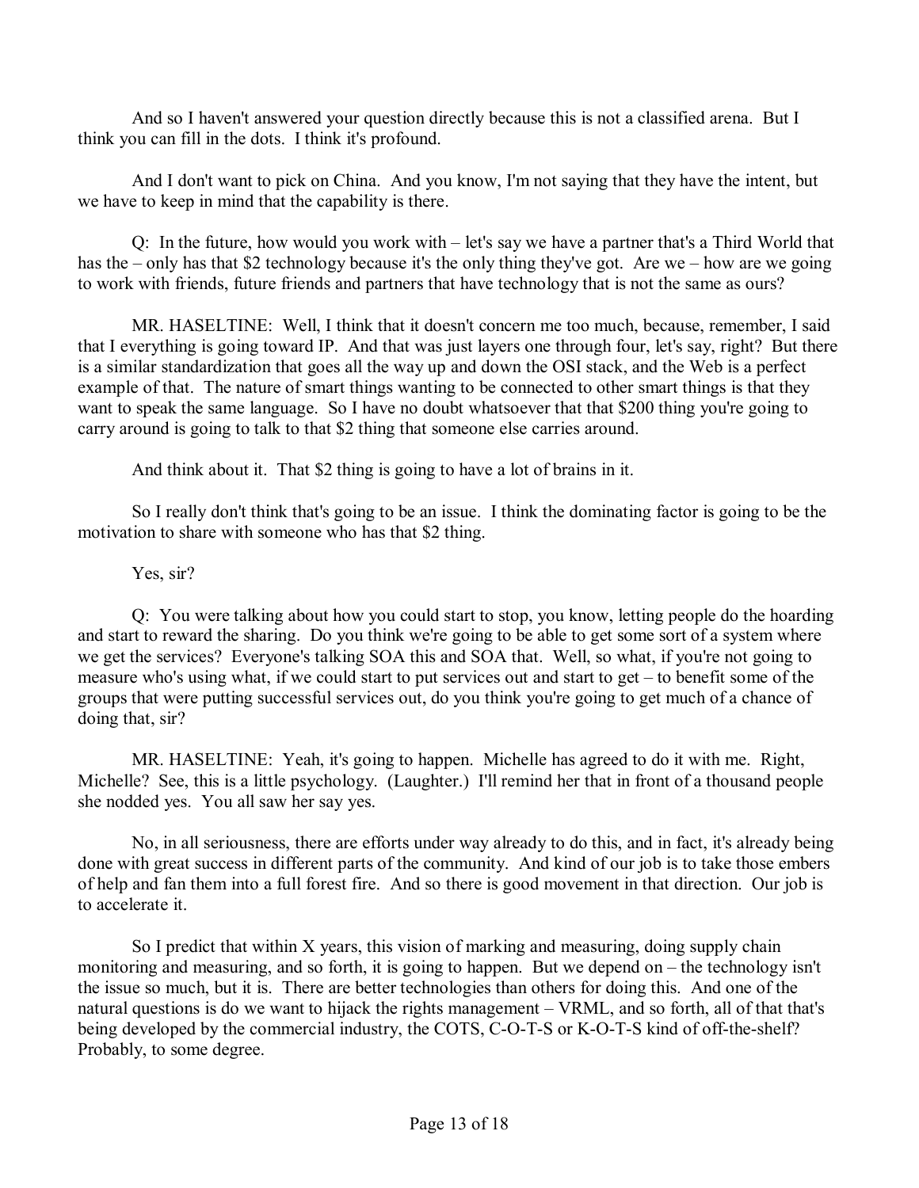And so I haven't answered your question directly because this is not a classified arena. But I think you can fill in the dots. I think it's profound.

And I don't want to pick on China. And you know, I'm not saying that they have the intent, but we have to keep in mind that the capability is there.

Q: In the future, how would you work with – let's say we have a partner that's a Third World that has the – only has that $2 technology because it's the only thing they've got. Are we – how are we going to work with friends, future friends and partners that have technology that is not the same as ours?

MR. HASELTINE: Well, I think that it doesn't concern me too much, because, remember, I said that I everything is going toward IP. And that was just layers one through four, let's say, right? But there is a similar standardization that goes all the way up and down the OSI stack, and the Web is a perfect example of that. The nature of smart things wanting to be connected to other smart things is that they want to speak the same language. So I have no doubt whatsoever that that $200 thing you're going to carry around is going to talk to that $2 thing that someone else carries around.

And think about it. That $2 thing is going to have a lot of brains in it.

So I really don't think that's going to be an issue. I think the dominating factor is going to be the motivation to share with someone who has that $2 thing.

Yes, sir?

Q: You were talking about how you could start to stop, you know, letting people do the hoarding and start to reward the sharing. Do you think we're going to be able to get some sort of a system where we get the services? Everyone's talking SOA this and SOA that. Well, so what, if you're not going to measure who's using what, if we could start to put services out and start to get – to benefit some of the groups that were putting successful services out, do you think you're going to get much of a chance of doing that, sir?

MR. HASELTINE: Yeah, it's going to happen. Michelle has agreed to do it with me. Right, Michelle? See, this is a little psychology. (Laughter.) I'll remind her that in front of a thousand people she nodded yes. You all saw her say yes.

No, in all seriousness, there are efforts under way already to do this, and in fact, it's already being done with great success in different parts of the community. And kind of our job is to take those embers of help and fan them into a full forest fire. And so there is good movement in that direction. Our job is to accelerate it.

So I predict that within X years, this vision of marking and measuring, doing supply chain monitoring and measuring, and so forth, it is going to happen. But we depend on – the technology isn't the issue so much, but it is. There are better technologies than others for doing this. And one of the natural questions is do we want to hijack the rights management – VRML, and so forth, all of that that's being developed by the commercial industry, the COTS, C-O-T-S or K-O-T-S kind of off-the-shelf? Probably, to some degree.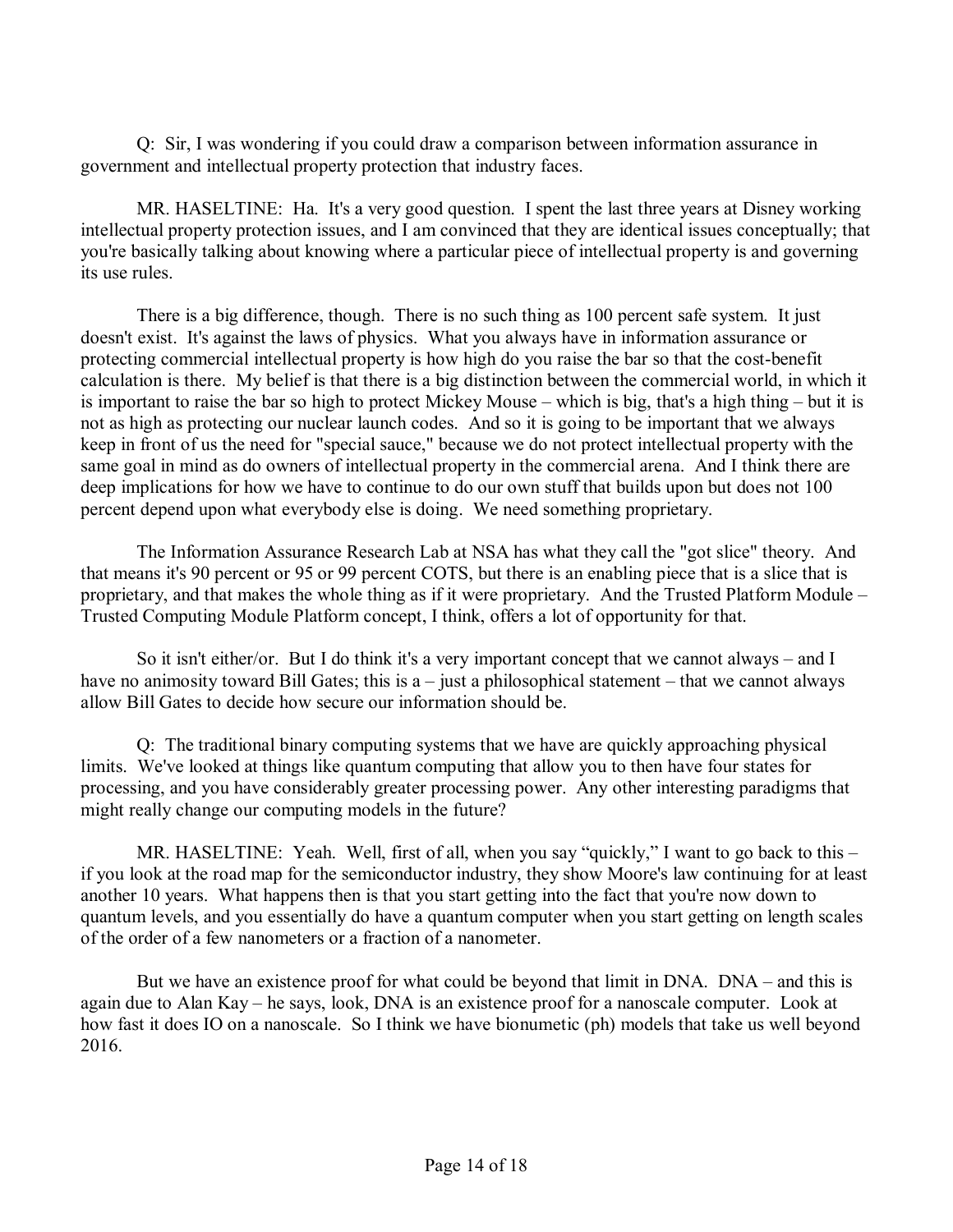Q: Sir, I was wondering if you could draw a comparison between information assurance in government and intellectual property protection that industry faces.

MR. HASELTINE: Ha. It's a very good question. I spent the last three years at Disney working intellectual property protection issues, and I am convinced that they are identical issues conceptually; that you're basically talking about knowing where a particular piece of intellectual property is and governing its use rules.

There is a big difference, though. There is no such thing as 100 percent safe system. It just doesn't exist. It's against the laws of physics. What you always have in information assurance or protecting commercial intellectual property is how high do you raise the bar so that the cost-benefit calculation is there. My belief is that there is a big distinction between the commercial world, in which it is important to raise the bar so high to protect Mickey Mouse – which is big, that's a high thing – but it is not as high as protecting our nuclear launch codes. And so it is going to be important that we always keep in front of us the need for "special sauce," because we do not protect intellectual property with the same goal in mind as do owners of intellectual property in the commercial arena. And I think there are deep implications for how we have to continue to do our own stuff that builds upon but does not 100 percent depend upon what everybody else is doing. We need something proprietary.

The Information Assurance Research Lab at NSA has what they call the "got slice" theory. And that means it's 90 percent or 95 or 99 percent COTS, but there is an enabling piece that is a slice that is proprietary, and that makes the whole thing as if it were proprietary. And the Trusted Platform Module – Trusted Computing Module Platform concept, I think, offers a lot of opportunity for that.

So it isn't either/or. But I do think it's a very important concept that we cannot always – and I have no animosity toward Bill Gates; this is a – just a philosophical statement – that we cannot always allow Bill Gates to decide how secure our information should be.

Q: The traditional binary computing systems that we have are quickly approaching physical limits. We've looked at things like quantum computing that allow you to then have four states for processing, and you have considerably greater processing power. Any other interesting paradigms that might really change our computing models in the future?

MR. HASELTINE: Yeah. Well, first of all, when you say "quickly," I want to go back to this – if you look at the road map for the semiconductor industry, they show Moore's law continuing for at least another 10 years. What happens then is that you start getting into the fact that you're now down to quantum levels, and you essentially do have a quantum computer when you start getting on length scales of the order of a few nanometers or a fraction of a nanometer.

But we have an existence proof for what could be beyond that limit in DNA. DNA – and this is again due to Alan Kay – he says, look, DNA is an existence proof for a nanoscale computer. Look at how fast it does IO on a nanoscale. So I think we have bionumetic (ph) models that take us well beyond 2016.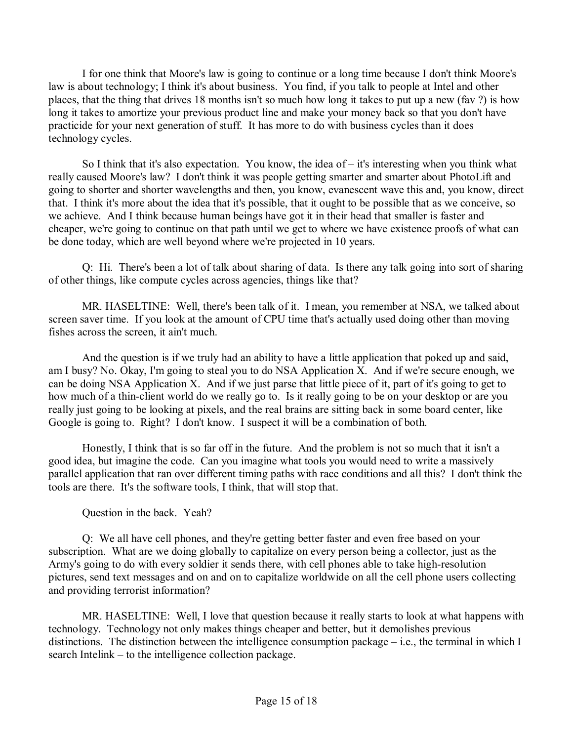I for one think that Moore's law is going to continue or a long time because I don't think Moore's law is about technology; I think it's about business. You find, if you talk to people at Intel and other places, that the thing that drives 18 months isn't so much how long it takes to put up a new (fav ?) is how long it takes to amortize your previous product line and make your money back so that you don't have practicide for your next generation of stuff. It has more to do with business cycles than it does technology cycles.

So I think that it's also expectation. You know, the idea of – it's interesting when you think what really caused Moore's law? I don't think it was people getting smarter and smarter about PhotoLift and going to shorter and shorter wavelengths and then, you know, evanescent wave this and, you know, direct that. I think it's more about the idea that it's possible, that it ought to be possible that as we conceive, so we achieve. And I think because human beings have got it in their head that smaller is faster and cheaper, we're going to continue on that path until we get to where we have existence proofs of what can be done today, which are well beyond where we're projected in 10 years.

Q: Hi. There's been a lot of talk about sharing of data. Is there any talk going into sort of sharing of other things, like compute cycles across agencies, things like that?

MR. HASELTINE: Well, there's been talk of it. I mean, you remember at NSA, we talked about screen saver time. If you look at the amount of CPU time that's actually used doing other than moving fishes across the screen, it ain't much.

And the question is if we truly had an ability to have a little application that poked up and said, am I busy? No. Okay, I'm going to steal you to do NSA Application X. And if we're secure enough, we can be doing NSA Application X. And if we just parse that little piece of it, part of it's going to get to how much of a thin-client world do we really go to. Is it really going to be on your desktop or are you really just going to be looking at pixels, and the real brains are sitting back in some board center, like Google is going to. Right? I don't know. I suspect it will be a combination of both.

Honestly, I think that is so far off in the future. And the problem is not so much that it isn't a good idea, but imagine the code. Can you imagine what tools you would need to write a massively parallel application that ran over different timing paths with race conditions and all this? I don't think the tools are there. It's the software tools, I think, that will stop that.

Question in the back. Yeah?

Q: We all have cell phones, and they're getting better faster and even free based on your subscription. What are we doing globally to capitalize on every person being a collector, just as the Army's going to do with every soldier it sends there, with cell phones able to take high-resolution pictures, send text messages and on and on to capitalize worldwide on all the cell phone users collecting and providing terrorist information?

MR. HASELTINE: Well, I love that question because it really starts to look at what happens with technology. Technology not only makes things cheaper and better, but it demolishes previous distinctions. The distinction between the intelligence consumption package – i.e., the terminal in which I search Intelink – to the intelligence collection package.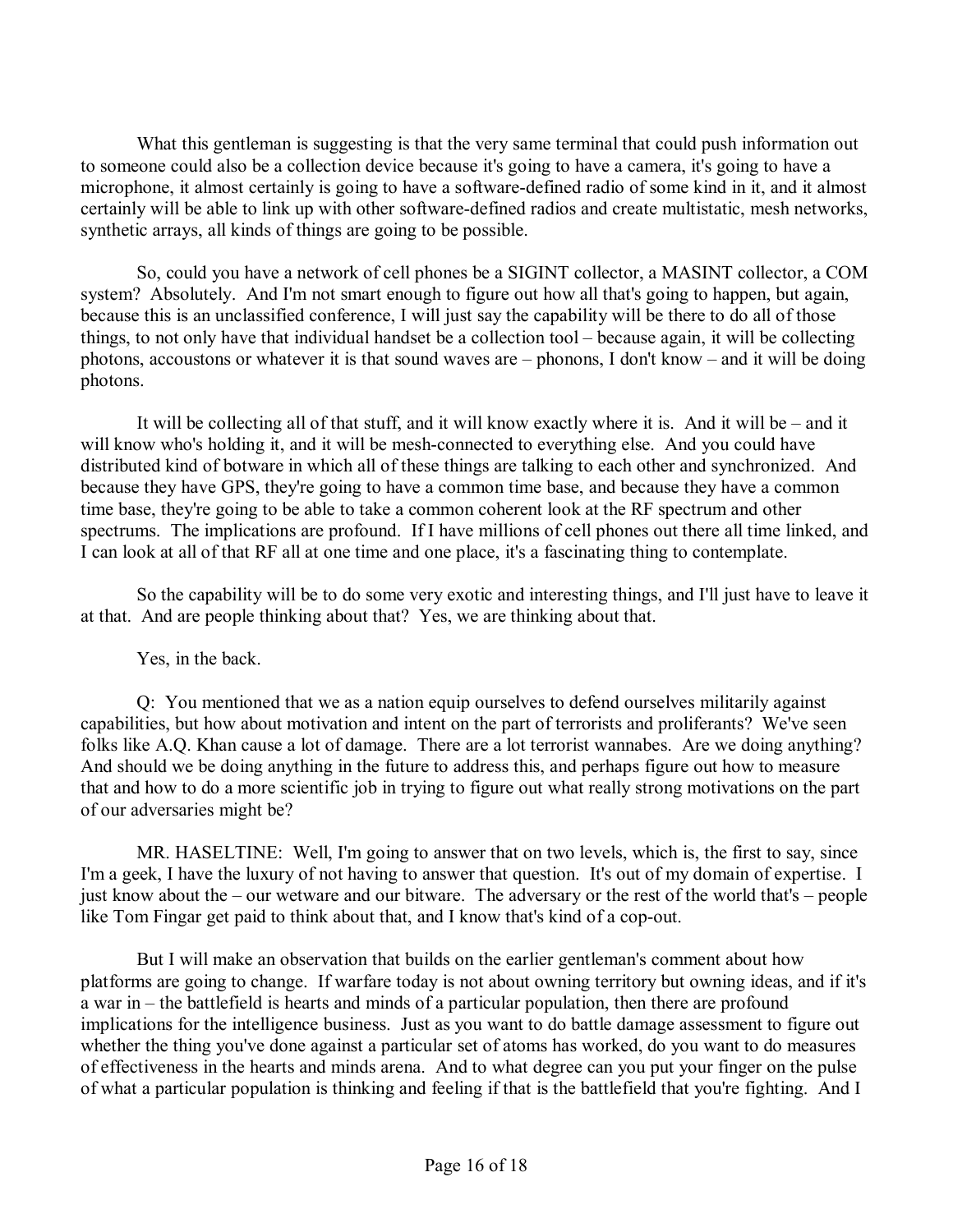What this gentleman is suggesting is that the very same terminal that could push information out to someone could also be a collection device because it's going to have a camera, it's going to have a microphone, it almost certainly is going to have a software-defined radio of some kind in it, and it almost certainly will be able to link up with other software-defined radios and create multistatic, mesh networks, synthetic arrays, all kinds of things are going to be possible.

So, could you have a network of cell phones be a SIGINT collector, a MASINT collector, a COM system? Absolutely. And I'm not smart enough to figure out how all that's going to happen, but again, because this is an unclassified conference, I will just say the capability will be there to do all of those things, to not only have that individual handset be a collection tool – because again, it will be collecting photons, accoustons or whatever it is that sound waves are – phonons, I don't know – and it will be doing photons.

It will be collecting all of that stuff, and it will know exactly where it is. And it will be – and it will know who's holding it, and it will be mesh-connected to everything else. And you could have distributed kind of botware in which all of these things are talking to each other and synchronized. And because they have GPS, they're going to have a common time base, and because they have a common time base, they're going to be able to take a common coherent look at the RF spectrum and other spectrums. The implications are profound. If I have millions of cell phones out there all time linked, and I can look at all of that RF all at one time and one place, it's a fascinating thing to contemplate.

So the capability will be to do some very exotic and interesting things, and I'll just have to leave it at that. And are people thinking about that? Yes, we are thinking about that.

Yes, in the back.

Q: You mentioned that we as a nation equip ourselves to defend ourselves militarily against capabilities, but how about motivation and intent on the part of terrorists and proliferants? We've seen folks like A.Q. Khan cause a lot of damage. There are a lot terrorist wannabes. Are we doing anything? And should we be doing anything in the future to address this, and perhaps figure out how to measure that and how to do a more scientific job in trying to figure out what really strong motivations on the part of our adversaries might be?

MR. HASELTINE: Well, I'm going to answer that on two levels, which is, the first to say, since I'm a geek, I have the luxury of not having to answer that question. It's out of my domain of expertise. I just know about the – our wetware and our bitware. The adversary or the rest of the world that's – people like Tom Fingar get paid to think about that, and I know that's kind of a cop-out.

But I will make an observation that builds on the earlier gentleman's comment about how platforms are going to change. If warfare today is not about owning territory but owning ideas, and if it's a war in – the battlefield is hearts and minds of a particular population, then there are profound implications for the intelligence business. Just as you want to do battle damage assessment to figure out whether the thing you've done against a particular set of atoms has worked, do you want to do measures of effectiveness in the hearts and minds arena. And to what degree can you put your finger on the pulse of what a particular population is thinking and feeling if that is the battlefield that you're fighting. And I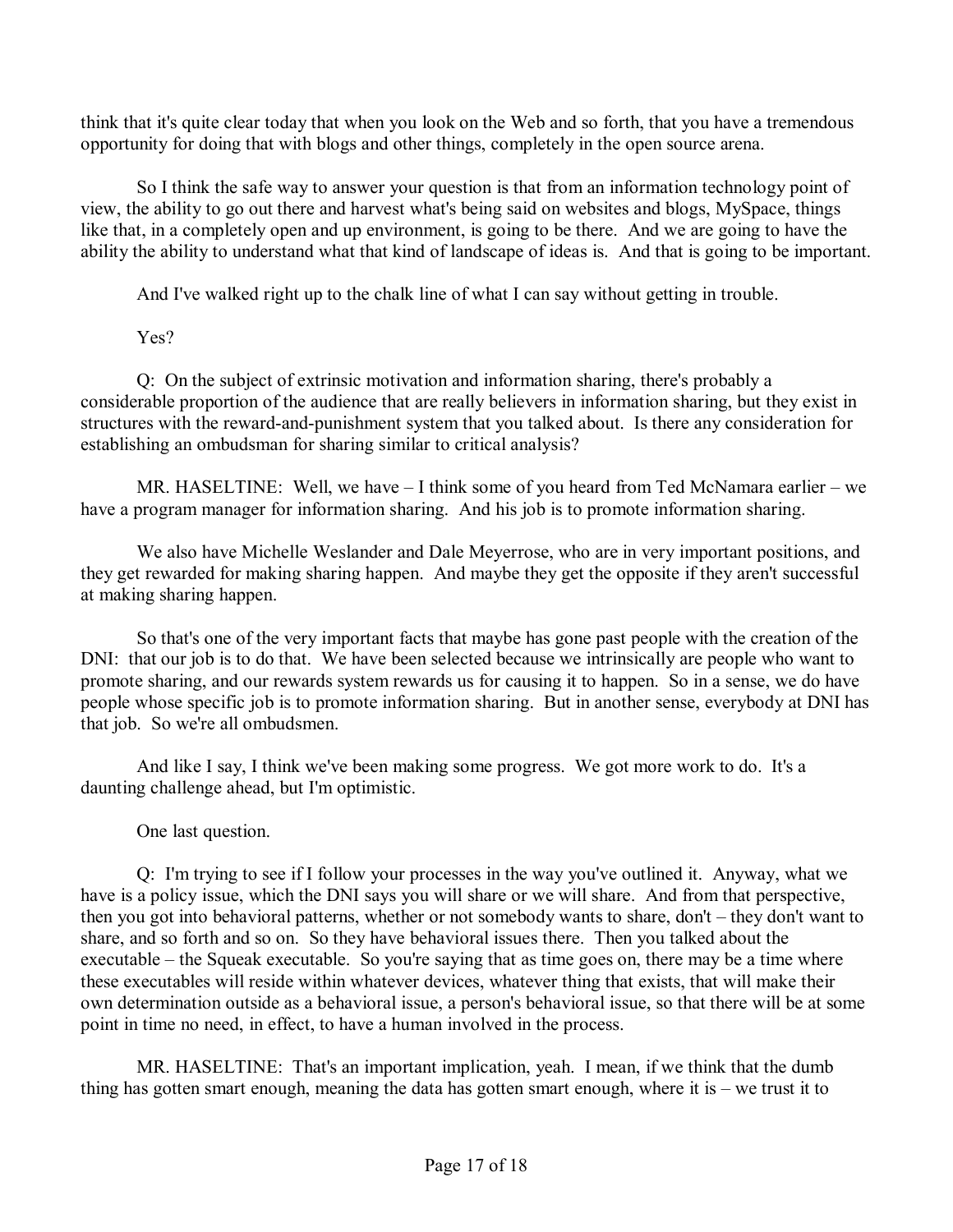think that it's quite clear today that when you look on the Web and so forth, that you have a tremendous opportunity for doing that with blogs and other things, completely in the open source arena.

So I think the safe way to answer your question is that from an information technology point of view, the ability to go out there and harvest what's being said on websites and blogs, MySpace, things like that, in a completely open and up environment, is going to be there. And we are going to have the ability the ability to understand what that kind of landscape of ideas is. And that is going to be important.

And I've walked right up to the chalk line of what I can say without getting in trouble.

Yes?

Q: On the subject of extrinsic motivation and information sharing, there's probably a considerable proportion of the audience that are really believers in information sharing, but they exist in structures with the reward-and-punishment system that you talked about. Is there any consideration for establishing an ombudsman for sharing similar to critical analysis?

MR. HASELTINE: Well, we have – I think some of you heard from Ted McNamara earlier – we have a program manager for information sharing. And his job is to promote information sharing.

We also have Michelle Weslander and Dale Meyerrose, who are in very important positions, and they get rewarded for making sharing happen. And maybe they get the opposite if they aren't successful at making sharing happen.

So that's one of the very important facts that maybe has gone past people with the creation of the DNI: that our job is to do that. We have been selected because we intrinsically are people who want to promote sharing, and our rewards system rewards us for causing it to happen. So in a sense, we do have people whose specific job is to promote information sharing. But in another sense, everybody at DNI has that job. So we're all ombudsmen.

And like I say, I think we've been making some progress. We got more work to do. It's a daunting challenge ahead, but I'm optimistic.

One last question.

Q: I'm trying to see if I follow your processes in the way you've outlined it. Anyway, what we have is a policy issue, which the DNI says you will share or we will share. And from that perspective, then you got into behavioral patterns, whether or not somebody wants to share, don't – they don't want to share, and so forth and so on. So they have behavioral issues there. Then you talked about the executable – the Squeak executable. So you're saying that as time goes on, there may be a time where these executables will reside within whatever devices, whatever thing that exists, that will make their own determination outside as a behavioral issue, a person's behavioral issue, so that there will be at some point in time no need, in effect, to have a human involved in the process.

MR. HASELTINE: That's an important implication, yeah. I mean, if we think that the dumb thing has gotten smart enough, meaning the data has gotten smart enough, where it is – we trust it to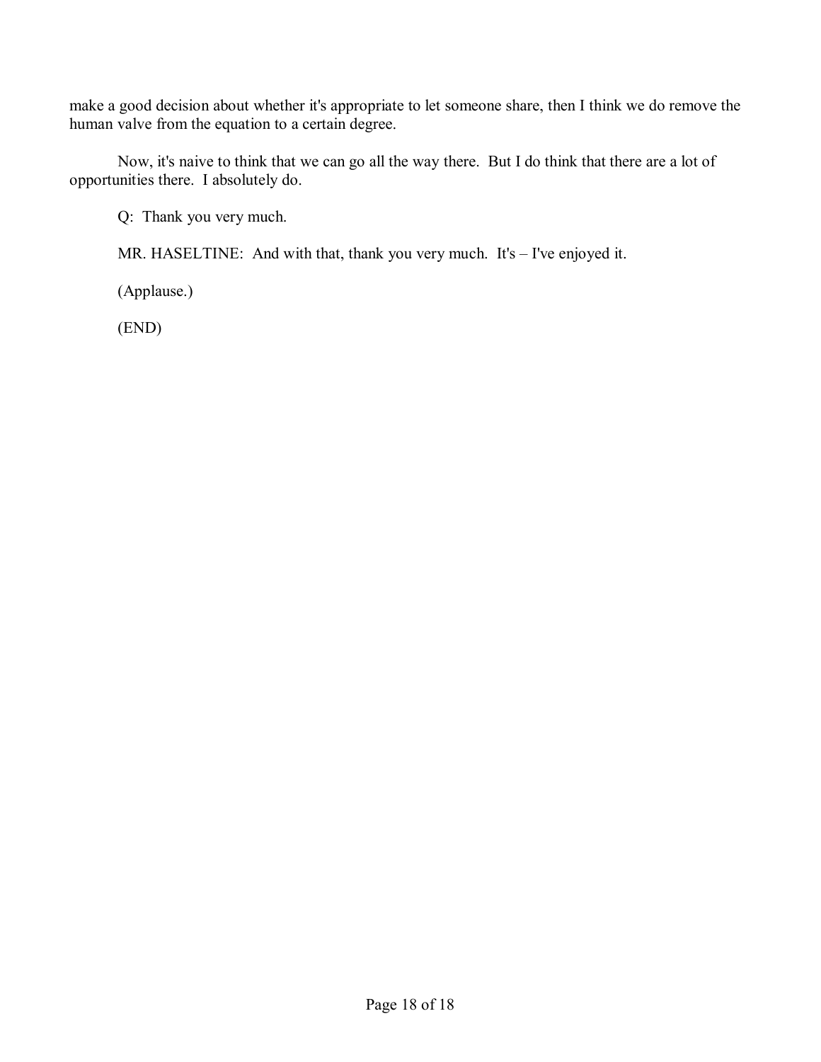make a good decision about whether it's appropriate to let someone share, then I think we do remove the human valve from the equation to a certain degree.

Now, it's naive to think that we can go all the way there. But I do think that there are a lot of opportunities there. I absolutely do.

Q: Thank you very much.

MR. HASELTINE: And with that, thank you very much. It's – I've enjoyed it.

(Applause.)

(END)